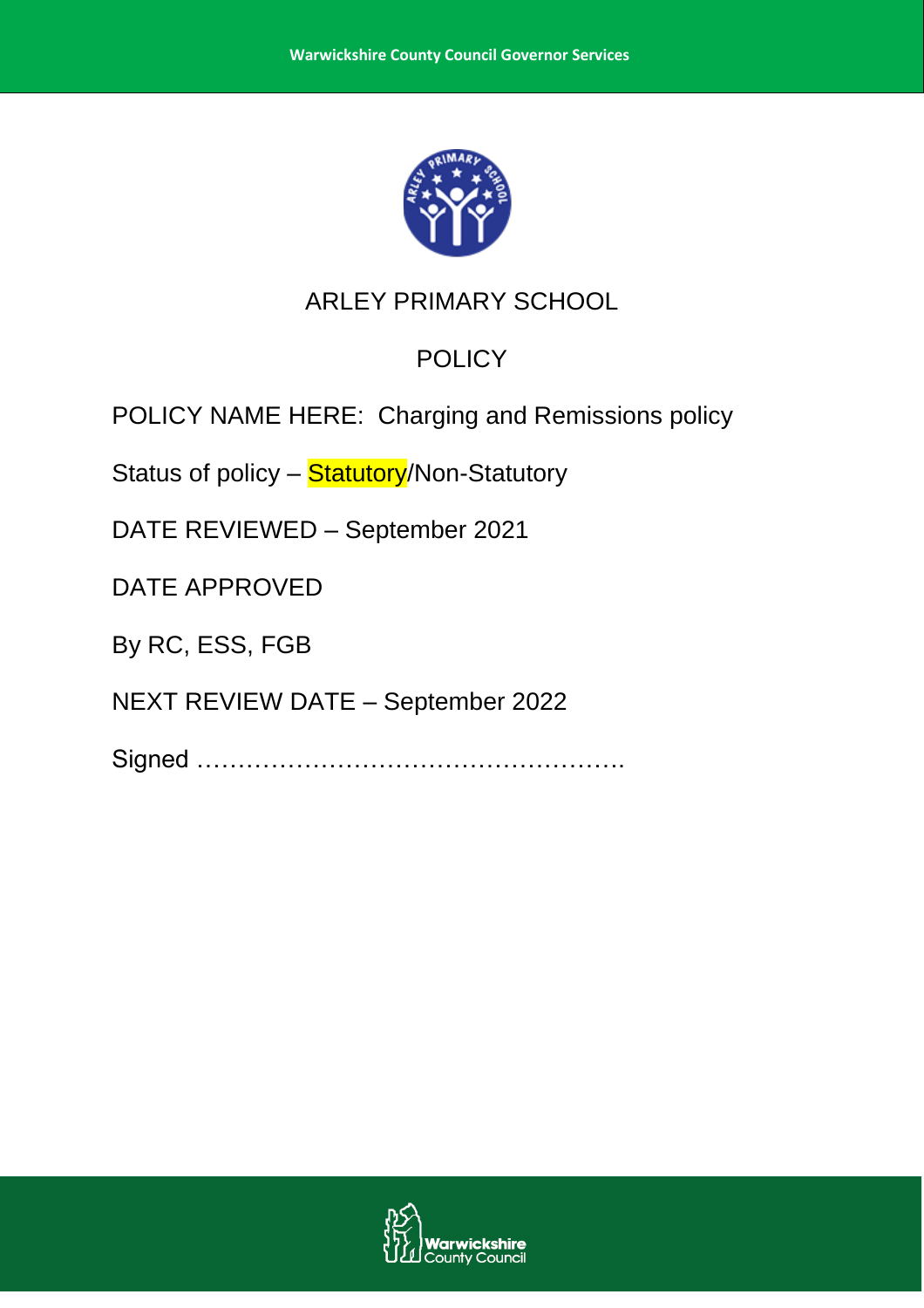ARLEY PRIMARY SCHOOL

POLICY

POLICY NAME HERE: Charging and Remissions policy

Status of policy – Statutory/Non-Statutory

DATE REVIEWED – September 2021

DATE APPROVED

By RC, ESS, FGB

NEXT REVIEW DATE – September 2022

Signed …………………………………………….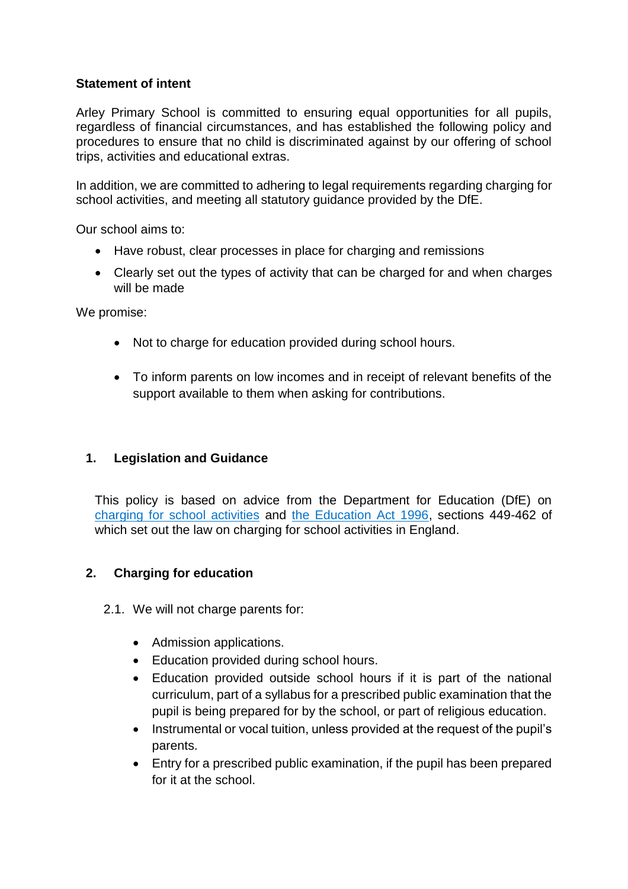**Statement of intent**

Arley Primary School is committed to ensuring equal opportunities for all pupils, regardless of financial circumstances, and has established the following policy and procedures to ensure that no child is discriminated against by our offering of school trips, activities and educational extras.

In addition, we are committed to adhering to legal requirements regarding charging for school activities, and meeting all statutory guidance provided by the DfE.

Our school aims to:

- Have robust, clear processes in place for charging and remissions
- Clearly set out the types of activity that can be charged for and when charges will be made

We promise:

- Not to charge for education provided during school hours.
- To inform parents on low incomes and in receipt of relevant benefits of the support available to them when asking for contributions.

## 1. Legislation and Guidance

This policy is based on advice from the Department for Education (DfE) on charging for school activities and the Education Act 1996, sections 449-462 of which set out the law on charging for school activities in England.

## 2. Charging for education

2.1. We will not charge parents for:

- Admission applications.
- Education provided during school hours.
- Education provided outside school hours if it is part of the national curriculum, part of a syllabus for a prescribed public examination that the pupil is being prepared for by the school, or part of religious education.
- Instrumental or vocal tuition, unless provided at the request of the pupil's parents.
- Entry for a prescribed public examination, if the pupil has been prepared for it at the school.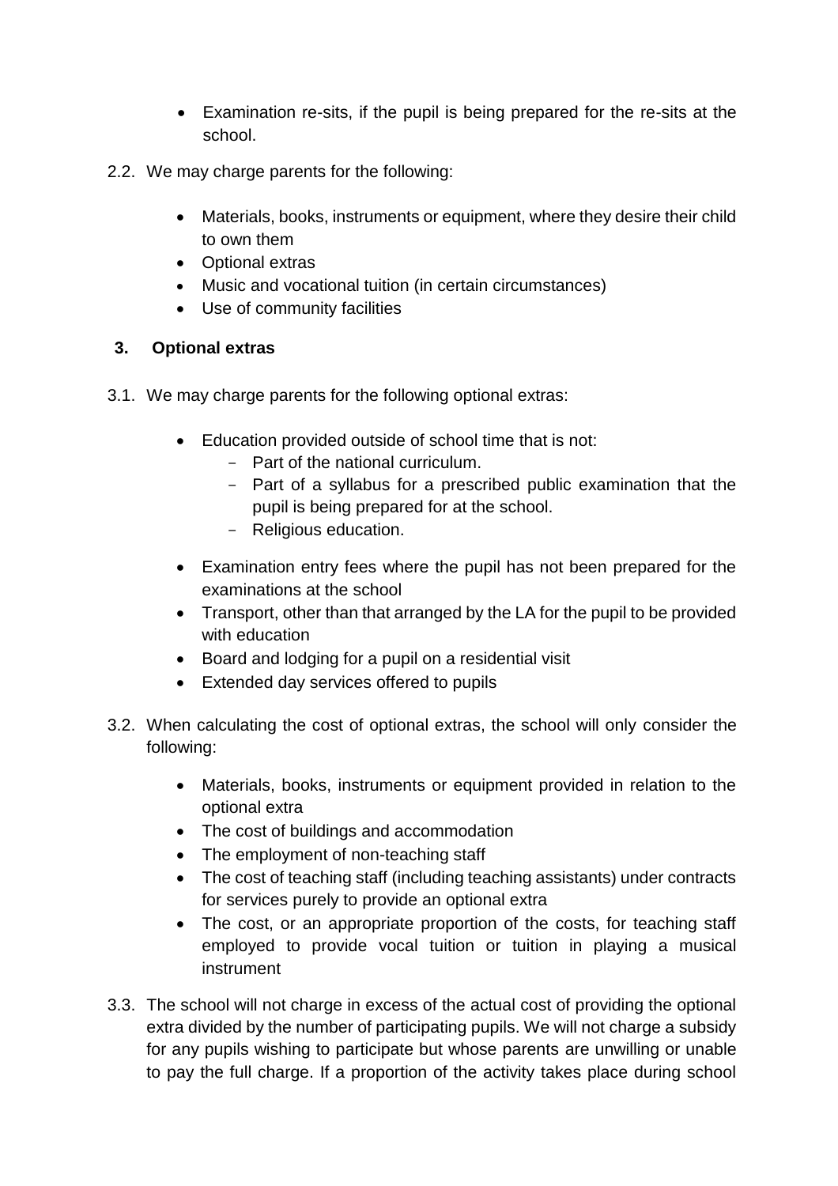- Examination re-sits, if the pupil is being prepared for the re-sits at the school.

2.2. We may charge parents for the following:

- Materials, books, instruments or equipment, where they desire their child to own them
- Optional extras
- Music and vocational tuition (in certain circumstances)
- Use of community facilities

## 3. Optional extras

3.1. We may charge parents for the following optional extras:

- Education provided outside of school time that is not:
  - Part of the national curriculum.
  - Part of a syllabus for a prescribed public examination that the pupil is being prepared for at the school.
  - Religious education.
- Examination entry fees where the pupil has not been prepared for the examinations at the school
- Transport, other than that arranged by the LA for the pupil to be provided with education
- Board and lodging for a pupil on a residential visit
- Extended day services offered to pupils

3.2. When calculating the cost of optional extras, the school will only consider the following:

- Materials, books, instruments or equipment provided in relation to the optional extra
- The cost of buildings and accommodation
- The employment of non-teaching staff
- The cost of teaching staff (including teaching assistants) under contracts for services purely to provide an optional extra
- The cost, or an appropriate proportion of the costs, for teaching staff employed to provide vocal tuition or tuition in playing a musical instrument

3.3. The school will not charge in excess of the actual cost of providing the optional extra divided by the number of participating pupils. We will not charge a subsidy for any pupils wishing to participate but whose parents are unwilling or unable to pay the full charge. If a proportion of the activity takes place during school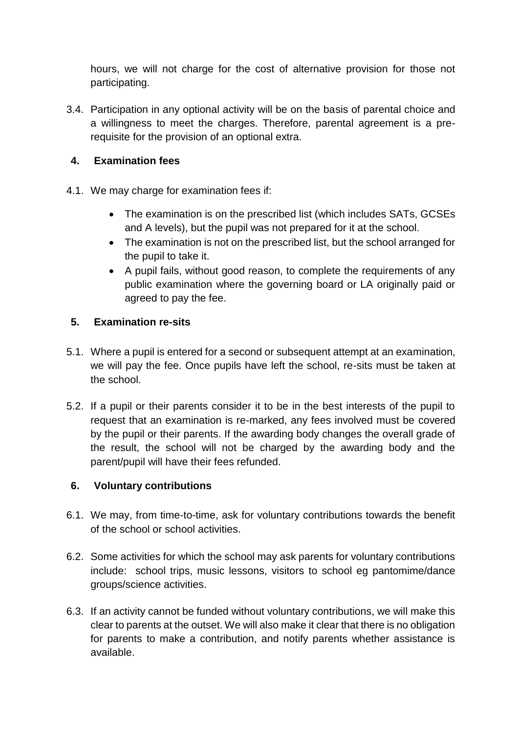hours, we will not charge for the cost of alternative provision for those not participating.

3.4. Participation in any optional activity will be on the basis of parental choice and a willingness to meet the charges. Therefore, parental agreement is a pre-requisite for the provision of an optional extra.

## 4. Examination fees

4.1. We may charge for examination fees if:

- The examination is on the prescribed list (which includes SATs, GCSEs and A levels), but the pupil was not prepared for it at the school.
- The examination is not on the prescribed list, but the school arranged for the pupil to take it.
- A pupil fails, without good reason, to complete the requirements of any public examination where the governing board or LA originally paid or agreed to pay the fee.

## 5. Examination re-sits

5.1. Where a pupil is entered for a second or subsequent attempt at an examination, we will pay the fee. Once pupils have left the school, re-sits must be taken at the school.

5.2. If a pupil or their parents consider it to be in the best interests of the pupil to request that an examination is re-marked, any fees involved must be covered by the pupil or their parents. If the awarding body changes the overall grade of the result, the school will not be charged by the awarding body and the parent/pupil will have their fees refunded.

## 6. Voluntary contributions

6.1. We may, from time-to-time, ask for voluntary contributions towards the benefit of the school or school activities.

6.2. Some activities for which the school may ask parents for voluntary contributions include: school trips, music lessons, visitors to school eg pantomime/dance groups/science activities.

6.3. If an activity cannot be funded without voluntary contributions, we will make this clear to parents at the outset. We will also make it clear that there is no obligation for parents to make a contribution, and notify parents whether assistance is available.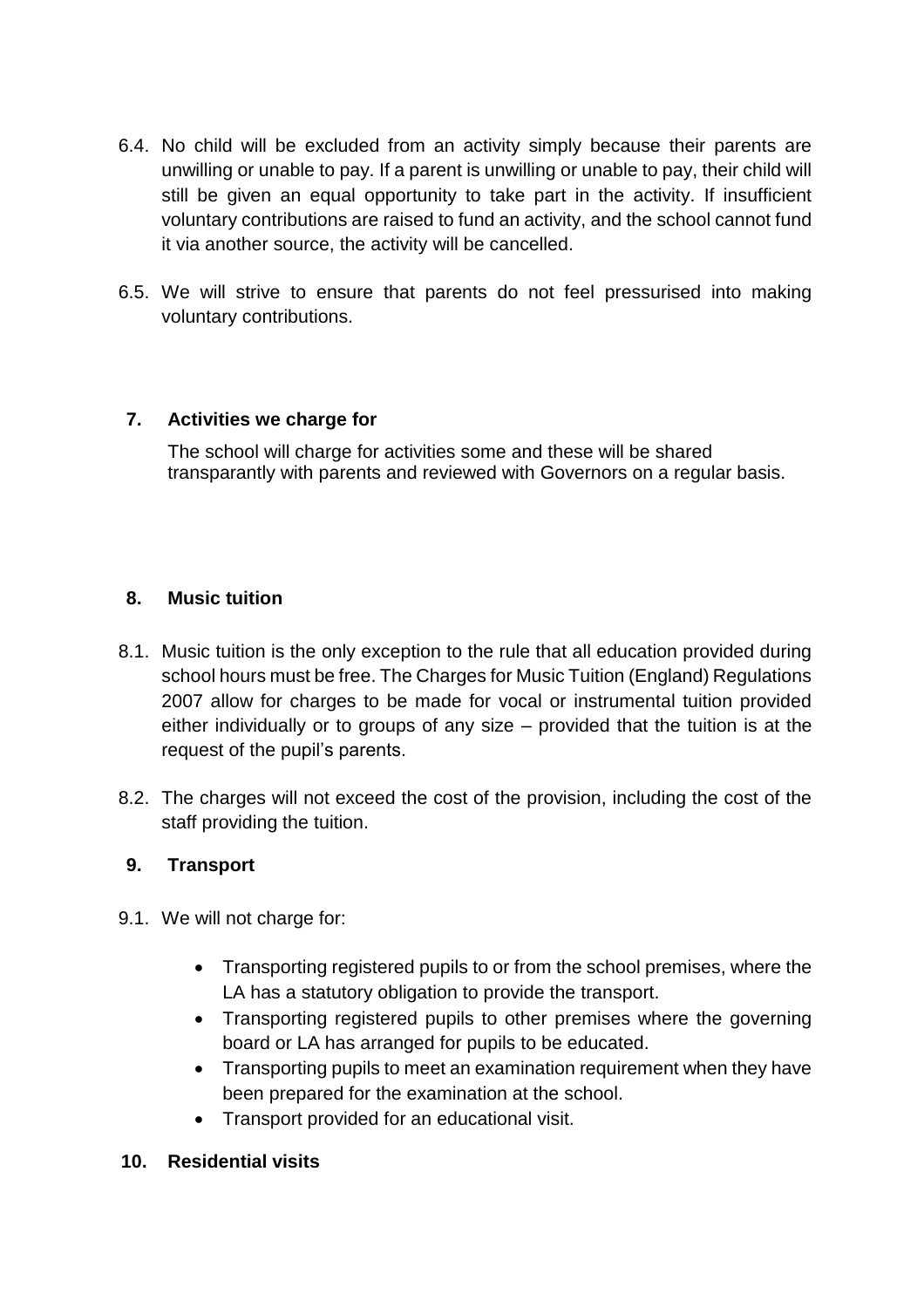6.4. No child will be excluded from an activity simply because their parents are unwilling or unable to pay. If a parent is unwilling or unable to pay, their child will still be given an equal opportunity to take part in the activity. If insufficient voluntary contributions are raised to fund an activity, and the school cannot fund it via another source, the activity will be cancelled.

6.5. We will strive to ensure that parents do not feel pressurised into making voluntary contributions.

## 7. Activities we charge for

The school will charge for activities some and these will be shared transparantly with parents and reviewed with Governors on a regular basis.

## 8. Music tuition

8.1. Music tuition is the only exception to the rule that all education provided during school hours must be free. The Charges for Music Tuition (England) Regulations 2007 allow for charges to be made for vocal or instrumental tuition provided either individually or to groups of any size – provided that the tuition is at the request of the pupil's parents.

8.2. The charges will not exceed the cost of the provision, including the cost of the staff providing the tuition.

## 9. Transport

9.1. We will not charge for:

- Transporting registered pupils to or from the school premises, where the LA has a statutory obligation to provide the transport.
- Transporting registered pupils to other premises where the governing board or LA has arranged for pupils to be educated.
- Transporting pupils to meet an examination requirement when they have been prepared for the examination at the school.
- Transport provided for an educational visit.

## 10. Residential visits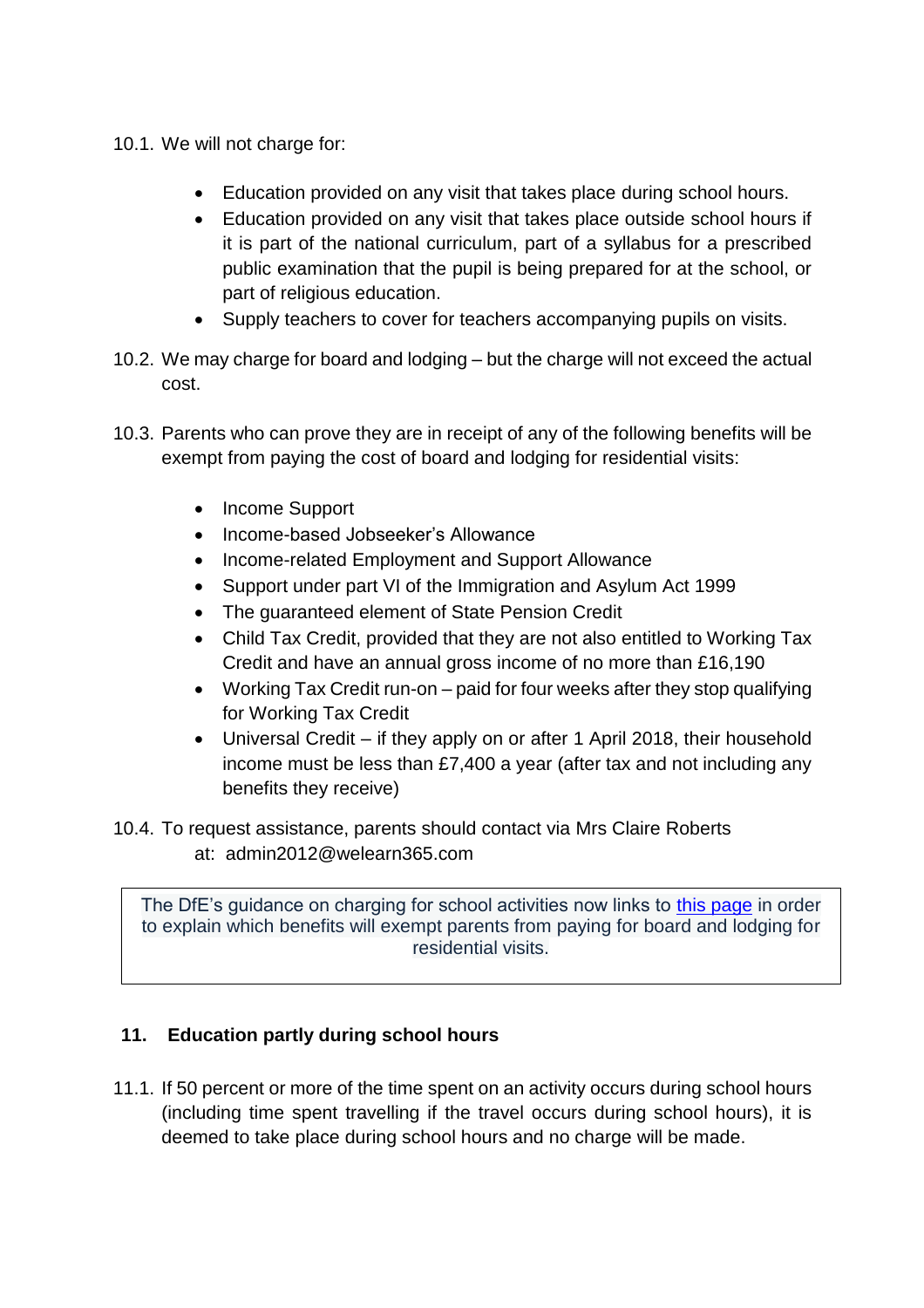10.1. We will not charge for:

- Education provided on any visit that takes place during school hours.
- Education provided on any visit that takes place outside school hours if it is part of the national curriculum, part of a syllabus for a prescribed public examination that the pupil is being prepared for at the school, or part of religious education.
- Supply teachers to cover for teachers accompanying pupils on visits.

10.2. We may charge for board and lodging – but the charge will not exceed the actual cost.

10.3. Parents who can prove they are in receipt of any of the following benefits will be exempt from paying the cost of board and lodging for residential visits:

- Income Support
- Income-based Jobseeker's Allowance
- Income-related Employment and Support Allowance
- Support under part VI of the Immigration and Asylum Act 1999
- The guaranteed element of State Pension Credit
- Child Tax Credit, provided that they are not also entitled to Working Tax Credit and have an annual gross income of no more than £16,190
- Working Tax Credit run-on – paid for four weeks after they stop qualifying for Working Tax Credit
- Universal Credit – if they apply on or after 1 April 2018, their household income must be less than £7,400 a year (after tax and not including any benefits they receive)

10.4. To request assistance, parents should contact via Mrs Claire Roberts at: admin2012@welearn365.com

> The DfE's guidance on charging for school activities now links to this page in order to explain which benefits will exempt parents from paying for board and lodging for residential visits.

## 11. Education partly during school hours

11.1. If 50 percent or more of the time spent on an activity occurs during school hours (including time spent travelling if the travel occurs during school hours), it is deemed to take place during school hours and no charge will be made.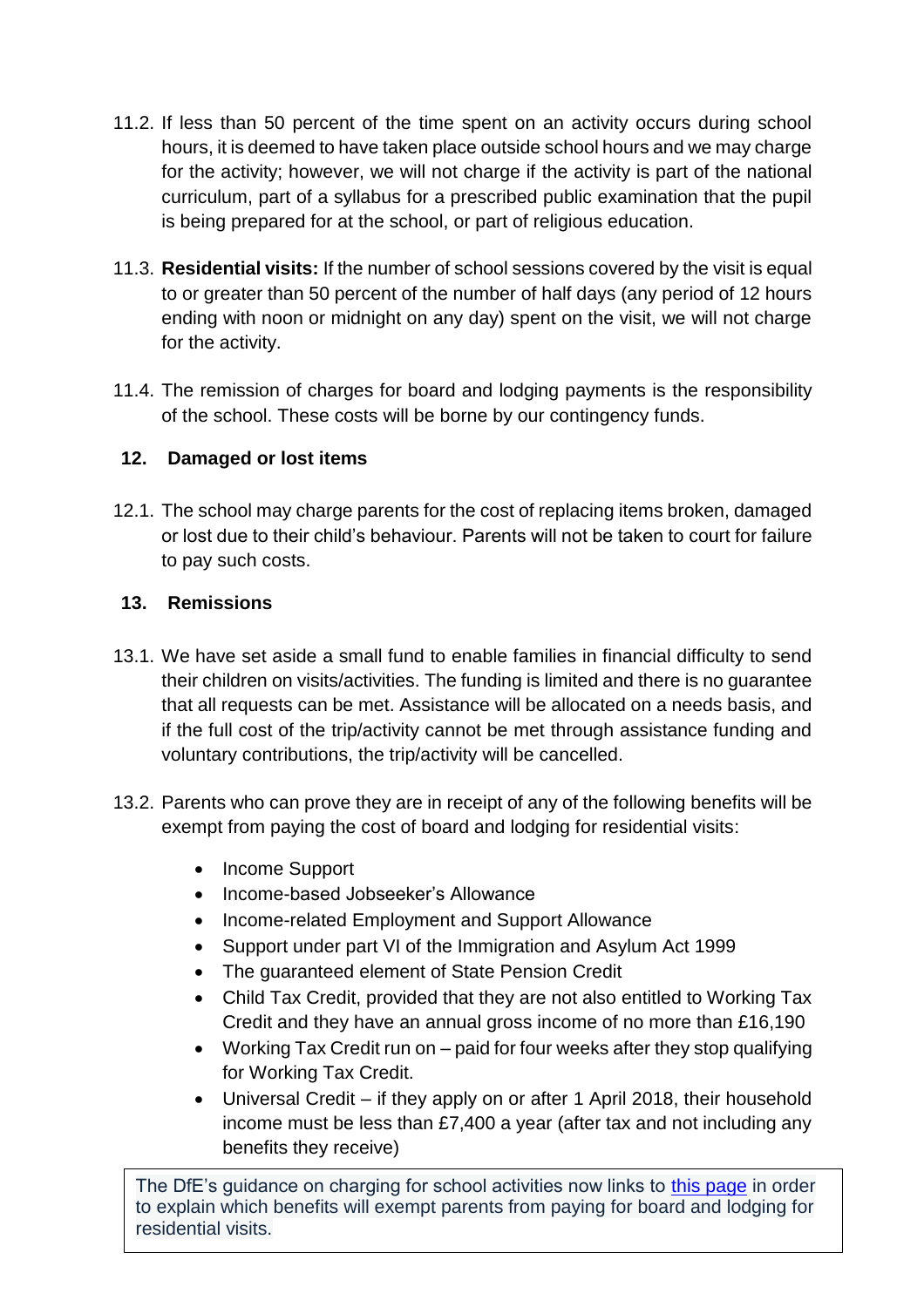11.2. If less than 50 percent of the time spent on an activity occurs during school hours, it is deemed to have taken place outside school hours and we may charge for the activity; however, we will not charge if the activity is part of the national curriculum, part of a syllabus for a prescribed public examination that the pupil is being prepared for at the school, or part of religious education.

11.3. **Residential visits:** If the number of school sessions covered by the visit is equal to or greater than 50 percent of the number of half days (any period of 12 hours ending with noon or midnight on any day) spent on the visit, we will not charge for the activity.

11.4. The remission of charges for board and lodging payments is the responsibility of the school. These costs will be borne by our contingency funds.

## 12. Damaged or lost items

12.1. The school may charge parents for the cost of replacing items broken, damaged or lost due to their child's behaviour. Parents will not be taken to court for failure to pay such costs.

## 13. Remissions

13.1. We have set aside a small fund to enable families in financial difficulty to send their children on visits/activities. The funding is limited and there is no guarantee that all requests can be met. Assistance will be allocated on a needs basis, and if the full cost of the trip/activity cannot be met through assistance funding and voluntary contributions, the trip/activity will be cancelled.

13.2. Parents who can prove they are in receipt of any of the following benefits will be exempt from paying the cost of board and lodging for residential visits:

- Income Support
- Income-based Jobseeker's Allowance
- Income-related Employment and Support Allowance
- Support under part VI of the Immigration and Asylum Act 1999
- The guaranteed element of State Pension Credit
- Child Tax Credit, provided that they are not also entitled to Working Tax Credit and they have an annual gross income of no more than £16,190
- Working Tax Credit run on – paid for four weeks after they stop qualifying for Working Tax Credit.
- Universal Credit – if they apply on or after 1 April 2018, their household income must be less than £7,400 a year (after tax and not including any benefits they receive)

> The DfE's guidance on charging for school activities now links to this page in order to explain which benefits will exempt parents from paying for board and lodging for residential visits.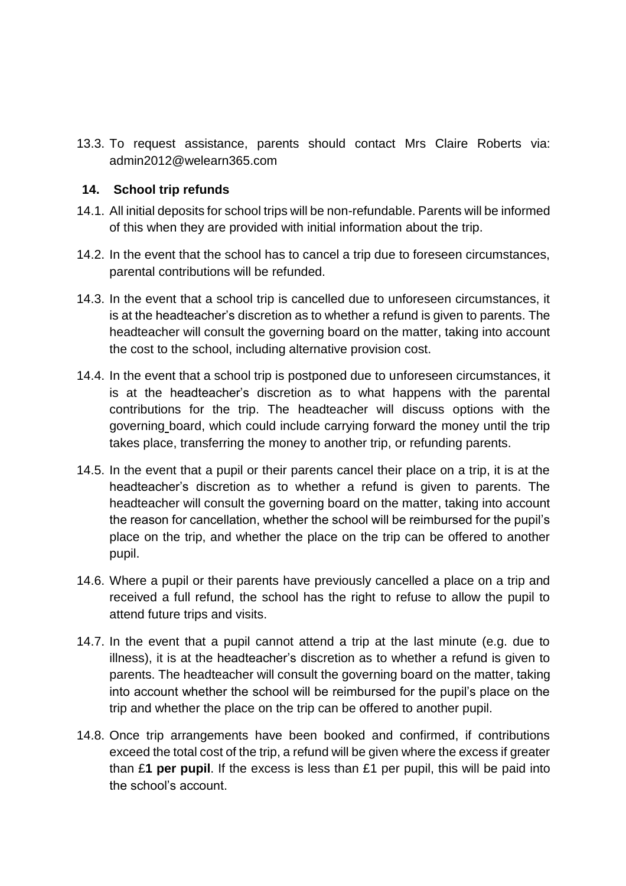13.3. To request assistance, parents should contact Mrs Claire Roberts via: admin2012@welearn365.com

## 14. School trip refunds

14.1. All initial deposits for school trips will be non-refundable. Parents will be informed of this when they are provided with initial information about the trip.

14.2. In the event that the school has to cancel a trip due to foreseen circumstances, parental contributions will be refunded.

14.3. In the event that a school trip is cancelled due to unforeseen circumstances, it is at the headteacher's discretion as to whether a refund is given to parents. The headteacher will consult the governing board on the matter, taking into account the cost to the school, including alternative provision cost.

14.4. In the event that a school trip is postponed due to unforeseen circumstances, it is at the headteacher's discretion as to what happens with the parental contributions for the trip. The headteacher will discuss options with the governing board, which could include carrying forward the money until the trip takes place, transferring the money to another trip, or refunding parents.

14.5. In the event that a pupil or their parents cancel their place on a trip, it is at the headteacher's discretion as to whether a refund is given to parents. The headteacher will consult the governing board on the matter, taking into account the reason for cancellation, whether the school will be reimbursed for the pupil's place on the trip, and whether the place on the trip can be offered to another pupil.

14.6. Where a pupil or their parents have previously cancelled a place on a trip and received a full refund, the school has the right to refuse to allow the pupil to attend future trips and visits.

14.7. In the event that a pupil cannot attend a trip at the last minute (e.g. due to illness), it is at the headteacher's discretion as to whether a refund is given to parents. The headteacher will consult the governing board on the matter, taking into account whether the school will be reimbursed for the pupil's place on the trip and whether the place on the trip can be offered to another pupil.

14.8. Once trip arrangements have been booked and confirmed, if contributions exceed the total cost of the trip, a refund will be given where the excess if greater than £**1 per pupil**. If the excess is less than £1 per pupil, this will be paid into the school's account.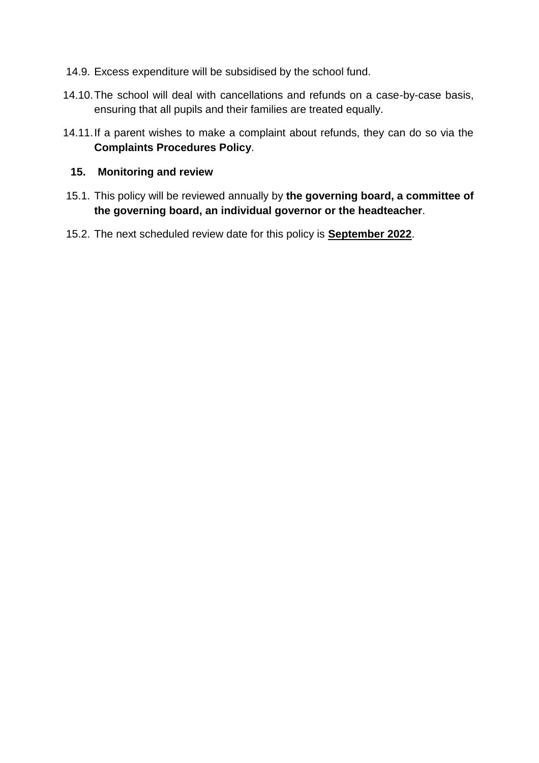14.9. Excess expenditure will be subsidised by the school fund.

14.10. The school will deal with cancellations and refunds on a case-by-case basis, ensuring that all pupils and their families are treated equally.

14.11. If a parent wishes to make a complaint about refunds, they can do so via the **Complaints Procedures Policy**.

## 15. Monitoring and review

15.1. This policy will be reviewed annually by **the governing board, a committee of the governing board, an individual governor or the headteacher**.

15.2. The next scheduled review date for this policy is <u>**September 2022**</u>.